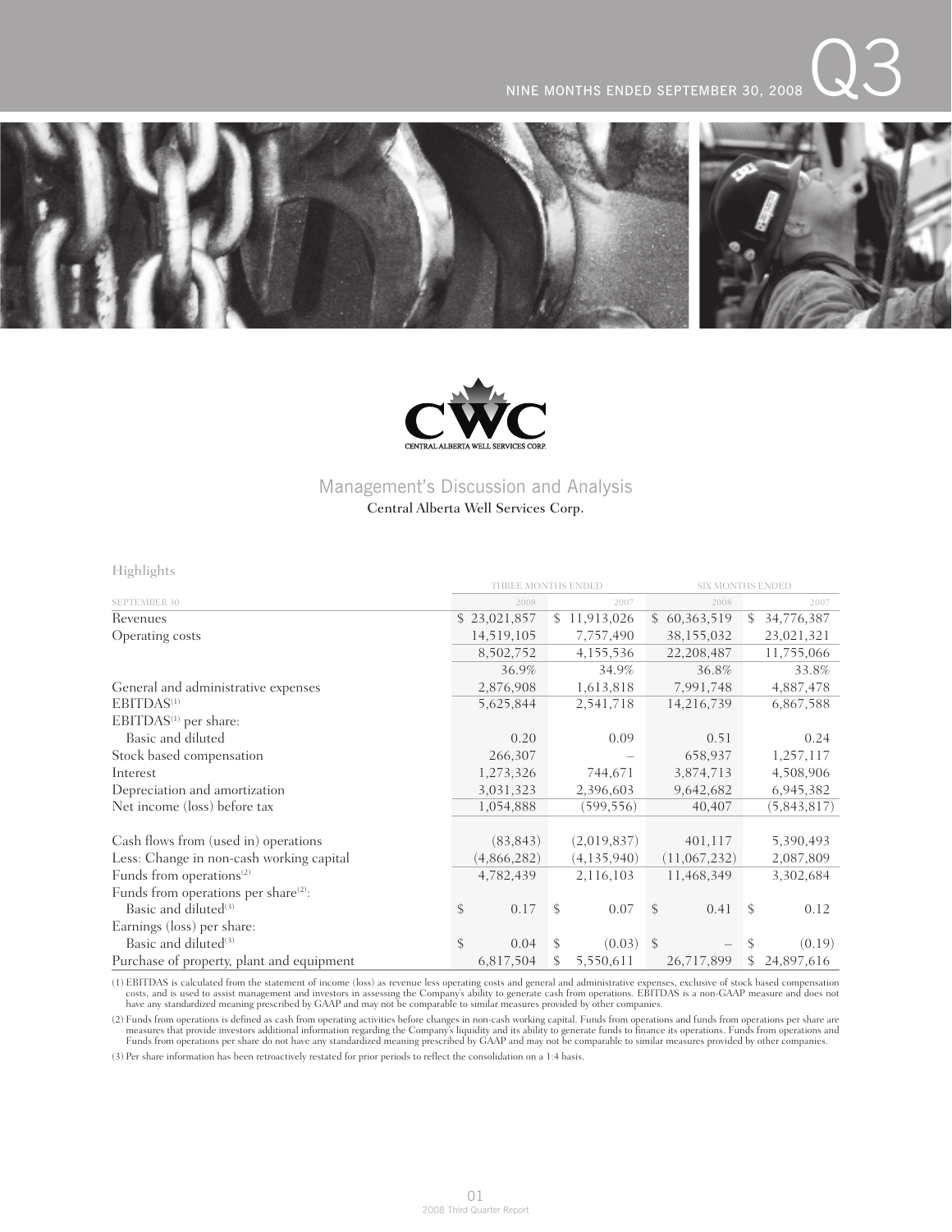NINE MONTHS ENDED SEPTEMBER 30, 2008 Q3

CWC

CENTRAL ALBERTA WELL SERVICES CORP.

# Management's Discussion and Analysis

Central Alberta Well Services Corp.

## Highlights

| | THREE MONTHS ENDED | | SIX MONTHS ENDED | |
|---|---|---|---|---|
| SEPTEMBER 30 | 2008 | 2007 | 2008 | 2007 |
| Revenues | $ 23,021,857 | $ 11,913,026 | $ 60,363,519 | $ 34,776,387 |
| Operating costs | 14,519,105 | 7,757,490 | 38,155,032 | 23,021,321 |
| | 8,502,752 | 4,155,536 | 22,208,487 | 11,755,066 |
| | 36.9% | 34.9% | 36.8% | 33.8% |
| General and administrative expenses | 2,876,908 | 1,613,818 | 7,991,748 | 4,887,478 |
| EBITDAS[1] | 5,625,844 | 2,541,718 | 14,216,739 | 6,867,588 |
| EBITDAS[1] per share: | | | | |
| Basic and diluted | 0.20 | 0.09 | 0.51 | 0.24 |
| Stock based compensation | 266,307 | – | 658,937 | 1,257,117 |
| Interest | 1,273,326 | 744,671 | 3,874,713 | 4,508,906 |
| Depreciation and amortization | 3,031,323 | 2,396,603 | 9,642,682 | 6,945,382 |
| Net income (loss) before tax | 1,054,888 | (599,556) | 40,407 | (5,843,817) |
| | | | | |
| Cash flows from (used in) operations | (83,843) | (2,019,837) | 401,117 | 5,390,493 |
| Less: Change in non-cash working capital | (4,866,282) | (4,135,940) | (11,067,232) | 2,087,809 |
| Funds from operations[2] | 4,782,439 | 2,116,103 | 11,468,349 | 3,302,684 |
| Funds from operations per share[2]: | | | | |
| Basic and diluted[3] | $ 0.17 | $ 0.07 | $ 0.41 | $ 0.12 |
| Earnings (loss) per share: | | | | |
| Basic and diluted[3] | $ 0.04 | $ (0.03) | $ – | $ (0.19) |
| Purchase of property, plant and equipment | 6,817,504 | $ 5,550,611 | 26,717,899 | $ 24,897,616 |

(1) EBITDAS is calculated from the statement of income (loss) as revenue less operating costs and general and administrative expenses, exclusive of stock based compensation costs, and is used to assist management and investors in assessing the Company's ability to generate cash from operations. EBITDAS is a non-GAAP measure and does not have any standardized meaning prescribed by GAAP and may not be comparable to similar measures provided by other companies.

(2) Funds from operations is defined as cash from operating activities before changes in non-cash working capital. Funds from operations and funds from operations per share are measures that provide investors additional information regarding the Company's liquidity and its ability to generate funds to finance its operations. Funds from operations and Funds from operations per share do not have any standardized meaning prescribed by GAAP and may not be comparable to similar measures provided by other companies.

(3) Per share information has been retroactively restated for prior periods to reflect the consolidation on a 1:4 basis.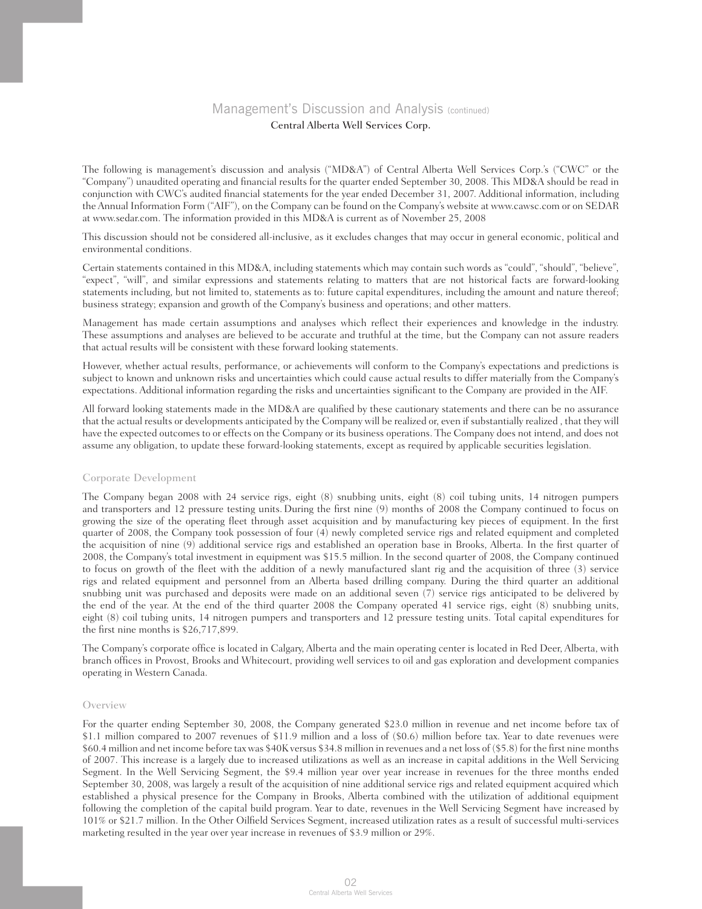# Management's Discussion and Analysis (continued)

**Central Alberta Well Services Corp.**

The following is management's discussion and analysis ("MD&A") of Central Alberta Well Services Corp.'s ("CWC" or the "Company") unaudited operating and financial results for the quarter ended September 30, 2008. This MD&A should be read in conjunction with CWC's audited financial statements for the year ended December 31, 2007. Additional information, including the Annual Information Form ("AIF"), on the Company can be found on the Company's website at www.cawsc.com or on SEDAR at www.sedar.com. The information provided in this MD&A is current as of November 25, 2008

This discussion should not be considered all-inclusive, as it excludes changes that may occur in general economic, political and environmental conditions.

Certain statements contained in this MD&A, including statements which may contain such words as "could", "should", "believe", "expect", "will", and similar expressions and statements relating to matters that are not historical facts are forward-looking statements including, but not limited to, statements as to: future capital expenditures, including the amount and nature thereof; business strategy; expansion and growth of the Company's business and operations; and other matters.

Management has made certain assumptions and analyses which reflect their experiences and knowledge in the industry. These assumptions and analyses are believed to be accurate and truthful at the time, but the Company can not assure readers that actual results will be consistent with these forward looking statements.

However, whether actual results, performance, or achievements will conform to the Company's expectations and predictions is subject to known and unknown risks and uncertainties which could cause actual results to differ materially from the Company's expectations. Additional information regarding the risks and uncertainties significant to the Company are provided in the AIF.

All forward looking statements made in the MD&A are qualified by these cautionary statements and there can be no assurance that the actual results or developments anticipated by the Company will be realized or, even if substantially realized , that they will have the expected outcomes to or effects on the Company or its business operations. The Company does not intend, and does not assume any obligation, to update these forward-looking statements, except as required by applicable securities legislation.

## Corporate Development

The Company began 2008 with 24 service rigs, eight (8) snubbing units, eight (8) coil tubing units, 14 nitrogen pumpers and transporters and 12 pressure testing units. During the first nine (9) months of 2008 the Company continued to focus on growing the size of the operating fleet through asset acquisition and by manufacturing key pieces of equipment. In the first quarter of 2008, the Company took possession of four (4) newly completed service rigs and related equipment and completed the acquisition of nine (9) additional service rigs and established an operation base in Brooks, Alberta. In the first quarter of 2008, the Company's total investment in equipment was $15.5 million. In the second quarter of 2008, the Company continued to focus on growth of the fleet with the addition of a newly manufactured slant rig and the acquisition of three (3) service rigs and related equipment and personnel from an Alberta based drilling company. During the third quarter an additional snubbing unit was purchased and deposits were made on an additional seven (7) service rigs anticipated to be delivered by the end of the year. At the end of the third quarter 2008 the Company operated 41 service rigs, eight (8) snubbing units, eight (8) coil tubing units, 14 nitrogen pumpers and transporters and 12 pressure testing units. Total capital expenditures for the first nine months is $26,717,899.

The Company's corporate office is located in Calgary, Alberta and the main operating center is located in Red Deer, Alberta, with branch offices in Provost, Brooks and Whitecourt, providing well services to oil and gas exploration and development companies operating in Western Canada.

## Overview

For the quarter ending September 30, 2008, the Company generated $23.0 million in revenue and net income before tax of $1.1 million compared to 2007 revenues of $11.9 million and a loss of ($0.6) million before tax. Year to date revenues were $60.4 million and net income before tax was $40K versus $34.8 million in revenues and a net loss of ($5.8) for the first nine months of 2007. This increase is a largely due to increased utilizations as well as an increase in capital additions in the Well Servicing Segment. In the Well Servicing Segment, the $9.4 million year over year increase in revenues for the three months ended September 30, 2008, was largely a result of the acquisition of nine additional service rigs and related equipment acquired which established a physical presence for the Company in Brooks, Alberta combined with the utilization of additional equipment following the completion of the capital build program. Year to date, revenues in the Well Servicing Segment have increased by 101% or $21.7 million. In the Other Oilfield Services Segment, increased utilization rates as a result of successful multi-services marketing resulted in the year over year increase in revenues of $3.9 million or 29%.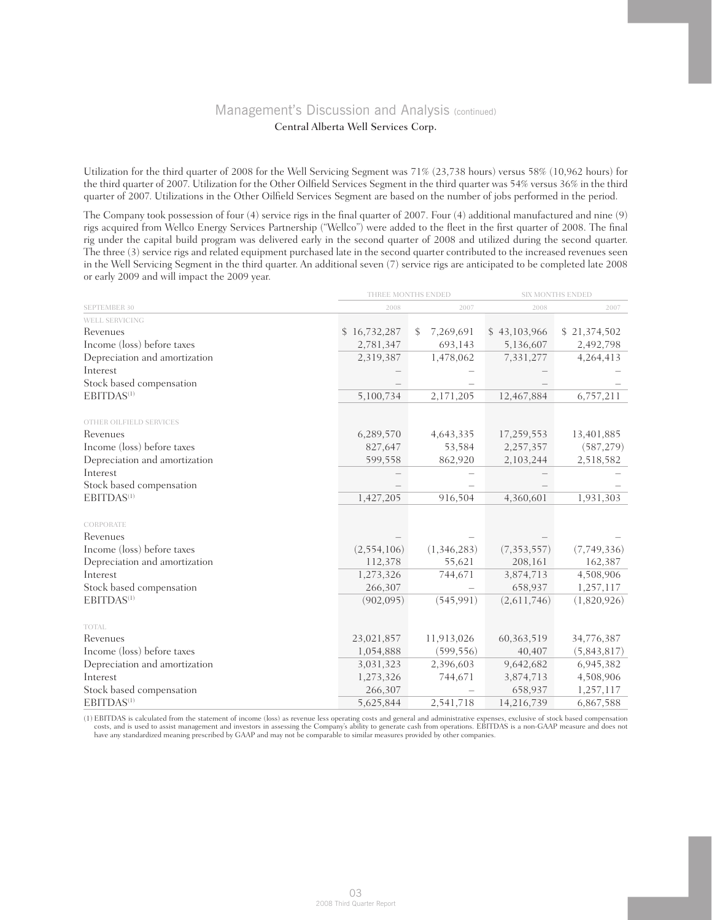# Management's Discussion and Analysis (continued)

Central Alberta Well Services Corp.

Utilization for the third quarter of 2008 for the Well Servicing Segment was 71% (23,738 hours) versus 58% (10,962 hours) for the third quarter of 2007. Utilization for the Other Oilfield Services Segment in the third quarter was 54% versus 36% in the third quarter of 2007. Utilizations in the Other Oilfield Services Segment are based on the number of jobs performed in the period.

The Company took possession of four (4) service rigs in the final quarter of 2007. Four (4) additional manufactured and nine (9) rigs acquired from Wellco Energy Services Partnership ("Wellco") were added to the fleet in the first quarter of 2008. The final rig under the capital build program was delivered early in the second quarter of 2008 and utilized during the second quarter. The three (3) service rigs and related equipment purchased late in the second quarter contributed to the increased revenues seen in the Well Servicing Segment in the third quarter. An additional seven (7) service rigs are anticipated to be completed late 2008 or early 2009 and will impact the 2009 year.

| | THREE MONTHS ENDED | | SIX MONTHS ENDED | |
|---|---|---|---|---|
| SEPTEMBER 30 | 2008 | 2007 | 2008 | 2007 |
| **WELL SERVICING** | | | | |
| Revenues | $ 16,732,287 | $ 7,269,691 | $ 43,103,966 | $ 21,374,502 |
| Income (loss) before taxes | 2,781,347 | 693,143 | 5,136,607 | 2,492,798 |
| Depreciation and amortization | 2,319,387 | 1,478,062 | 7,331,277 | 4,264,413 |
| Interest | – | – | – | – |
| Stock based compensation | – | – | – | – |
| EBITDAS[1] | 5,100,734 | 2,171,205 | 12,467,884 | 6,757,211 |
| **OTHER OILFIELD SERVICES** | | | | |
| Revenues | 6,289,570 | 4,643,335 | 17,259,553 | 13,401,885 |
| Income (loss) before taxes | 827,647 | 53,584 | 2,257,357 | (587,279) |
| Depreciation and amortization | 599,558 | 862,920 | 2,103,244 | 2,518,582 |
| Interest | – | – | – | – |
| Stock based compensation | – | – | – | – |
| EBITDAS[1] | 1,427,205 | 916,504 | 4,360,601 | 1,931,303 |
| **CORPORATE** | | | | |
| Revenues | – | – | – | – |
| Income (loss) before taxes | (2,554,106) | (1,346,283) | (7,353,557) | (7,749,336) |
| Depreciation and amortization | 112,378 | 55,621 | 208,161 | 162,387 |
| Interest | 1,273,326 | 744,671 | 3,874,713 | 4,508,906 |
| Stock based compensation | 266,307 | – | 658,937 | 1,257,117 |
| EBITDAS[1] | (902,095) | (545,991) | (2,611,746) | (1,820,926) |
| **TOTAL** | | | | |
| Revenues | 23,021,857 | 11,913,026 | 60,363,519 | 34,776,387 |
| Income (loss) before taxes | 1,054,888 | (599,556) | 40,407 | (5,843,817) |
| Depreciation and amortization | 3,031,323 | 2,396,603 | 9,642,682 | 6,945,382 |
| Interest | 1,273,326 | 744,671 | 3,874,713 | 4,508,906 |
| Stock based compensation | 266,307 | – | 658,937 | 1,257,117 |
| EBITDAS[1] | 5,625,844 | 2,541,718 | 14,216,739 | 6,867,588 |

(1) EBITDAS is calculated from the statement of income (loss) as revenue less operating costs and general and administrative expenses, exclusive of stock based compensation costs, and is used to assist management and investors in assessing the Company's ability to generate cash from operations. EBITDAS is a non-GAAP measure and does not have any standardized meaning prescribed by GAAP and may not be comparable to similar measures provided by other companies.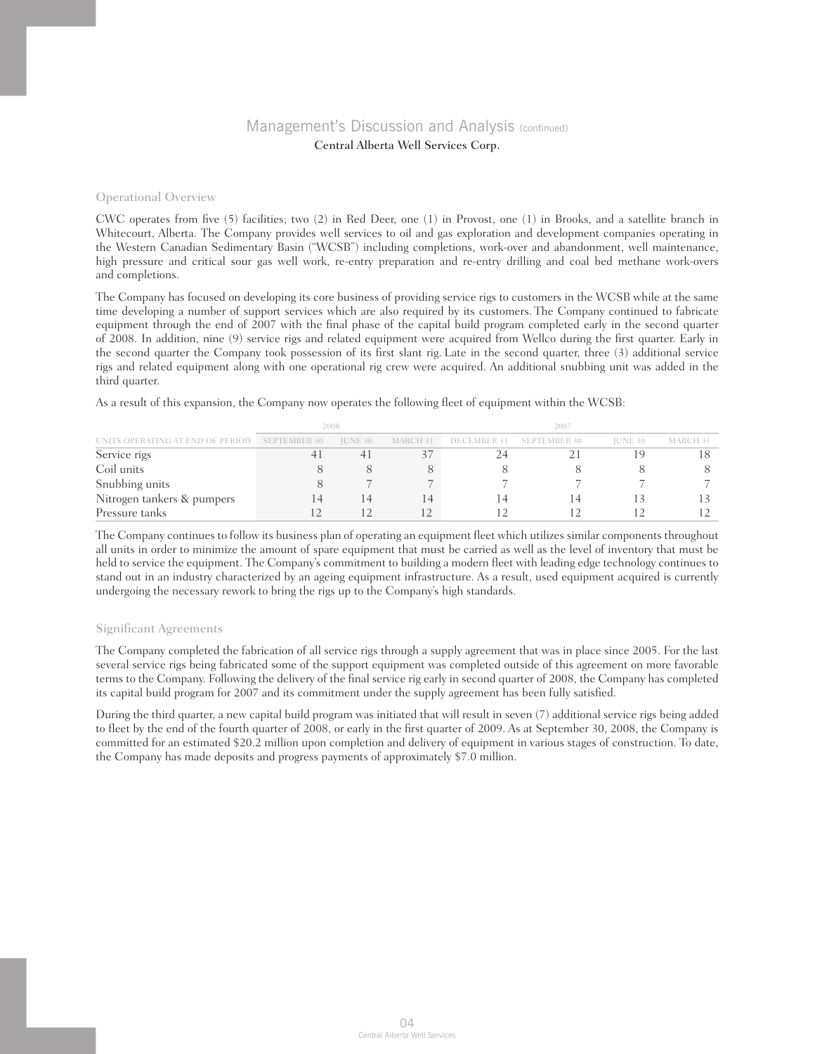## Operational Overview

CWC operates from five (5) facilities; two (2) in Red Deer, one (1) in Provost, one (1) in Brooks, and a satellite branch in Whitecourt, Alberta. The Company provides well services to oil and gas exploration and development companies operating in the Western Canadian Sedimentary Basin ("WCSB") including completions, work-over and abandonment, well maintenance, high pressure and critical sour gas well work, re-entry preparation and re-entry drilling and coal bed methane work-overs and completions.

The Company has focused on developing its core business of providing service rigs to customers in the WCSB while at the same time developing a number of support services which are also required by its customers. The Company continued to fabricate equipment through the end of 2007 with the final phase of the capital build program completed early in the second quarter of 2008. In addition, nine (9) service rigs and related equipment were acquired from Wellco during the first quarter. Early in the second quarter the Company took possession of its first slant rig. Late in the second quarter, three (3) additional service rigs and related equipment along with one operational rig crew were acquired. An additional snubbing unit was added in the third quarter.

As a result of this expansion, the Company now operates the following fleet of equipment within the WCSB:

| | 2008 | | | 2007 | | | |
|---|---|---|---|---|---|---|---|
| UNITS OPERATING AT END OF PERIOD | SEPTEMBER 30 | JUNE 30 | MARCH 31 | DECEMBER 31 | SEPTEMBER 30 | JUNE 30 | MARCH 31 |
| Service rigs | 41 | 41 | 37 | 24 | 21 | 19 | 18 |
| Coil units | 8 | 8 | 8 | 8 | 8 | 8 | 8 |
| Snubbing units | 8 | 7 | 7 | 7 | 7 | 7 | 7 |
| Nitrogen tankers & pumpers | 14 | 14 | 14 | 14 | 14 | 13 | 13 |
| Pressure tanks | 12 | 12 | 12 | 12 | 12 | 12 | 12 |

The Company continues to follow its business plan of operating an equipment fleet which utilizes similar components throughout all units in order to minimize the amount of spare equipment that must be carried as well as the level of inventory that must be held to service the equipment. The Company's commitment to building a modern fleet with leading edge technology continues to stand out in an industry characterized by an ageing equipment infrastructure. As a result, used equipment acquired is currently undergoing the necessary rework to bring the rigs up to the Company's high standards.

## Significant Agreements

The Company completed the fabrication of all service rigs through a supply agreement that was in place since 2005. For the last several service rigs being fabricated some of the support equipment was completed outside of this agreement on more favorable terms to the Company. Following the delivery of the final service rig early in second quarter of 2008, the Company has completed its capital build program for 2007 and its commitment under the supply agreement has been fully satisfied.

During the third quarter, a new capital build program was initiated that will result in seven (7) additional service rigs being added to fleet by the end of the fourth quarter of 2008, or early in the first quarter of 2009. As at September 30, 2008, the Company is committed for an estimated $20.2 million upon completion and delivery of equipment in various stages of construction. To date, the Company has made deposits and progress payments of approximately $7.0 million.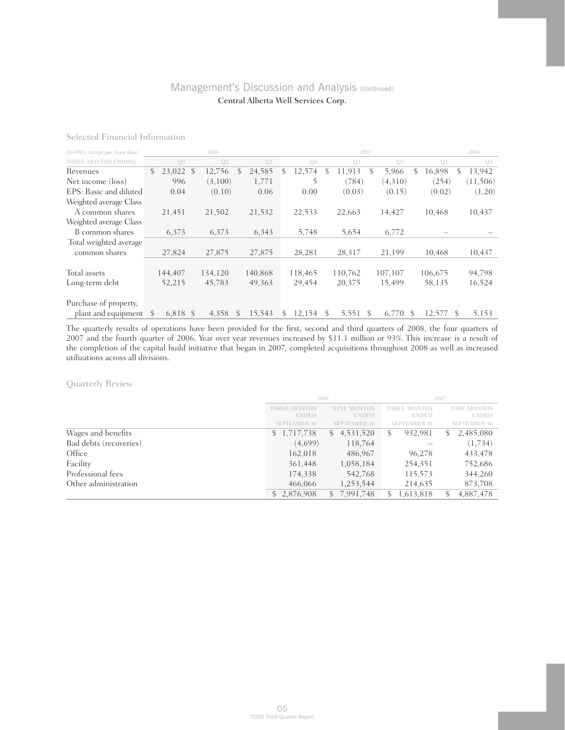## Management's Discussion and Analysis (continued)

Central Alberta Well Services Corp.

### Selected Financial Information

| (In 000's, except per share data) | 2008 | | | 2007 | | | | 2006 |
|---|---|---|---|---|---|---|---|---|
| THREE MONTHS ENDING | Q3 | Q2 | Q1 | Q4 | Q3 | Q2 | Q1 | Q4 |
| Revenues | $ 23,022 | $ 12,756 | $ 24,585 | $ 12,574 | $ 11,913 | $ 5,966 | $ 16,898 | $ 13,942 |
| Net income (loss) | 996 | (3,100) | 1,771 | 5 | (784) | (4,310) | (254) | (11,506) |
| EPS: Basic and diluted | 0.04 | (0.10) | 0.06 | 0.00 | (0.03) | (0.15) | (0.02) | (1.20) |
| Weighted average Class A common shares | 21,451 | 21,502 | 21,532 | 22,533 | 22,663 | 14,427 | 10,468 | 10,437 |
| Weighted average Class B common shares | 6,373 | 6,373 | 6,343 | 5,748 | 5,654 | 6,772 | – | – |
| Total weighted average common shares | 27,824 | 27,875 | 27,875 | 28,281 | 28,317 | 21,199 | 10,468 | 10,437 |
| Total assets | 144,407 | 134,120 | 140,868 | 118,465 | 110,762 | 107,107 | 106,675 | 94,798 |
| Long-term debt | 52,215 | 45,783 | 49,363 | 29,454 | 20,375 | 15,499 | 58,135 | 16,524 |
| Purchase of property, plant and equipment | $ 6,818 | $ 4,358 | $ 15,543 | $ 12,154 | $ 5,551 | $ 6,770 | $ 12,577 | $ 5,153 |

The quarterly results of operations have been provided for the first, second and third quarters of 2008, the four quarters of 2007 and the fourth quarter of 2006. Year over year revenues increased by $11.1 million or 93%. This increase is a result of the completion of the capital build initiative that began in 2007, completed acquisitions throughout 2008 as well as increased utilizations across all divisions.

### Quarterly Review

| | 2008 | | 2007 | |
|---|---|---|---|---|
| | THREE MONTHS ENDED SEPTEMBER 30 | NINE MONTHS ENDED SEPTEMBER 30 | THREE MONTHS ENDED SEPTEMBER 30 | NINE MONTHS ENDED SEPTEMBER 30 |
| Wages and benefits | $ 1,717,738 | $ 4,531,520 | $ 932,981 | $ 2,485,080 |
| Bad debts (recoveries) | (4,699) | 118,764 | – | (1,734) |
| Office | 162,018 | 486,967 | 96,278 | 433,478 |
| Facility | 361,448 | 1,058,184 | 254,351 | 752,686 |
| Professional fees | 174,338 | 542,768 | 115,573 | 344,260 |
| Other administration | 466,066 | 1,253,544 | 214,635 | 873,708 |
| | $ 2,876,908 | $ 7,991,748 | $ 1,613,818 | $ 4,887,478 |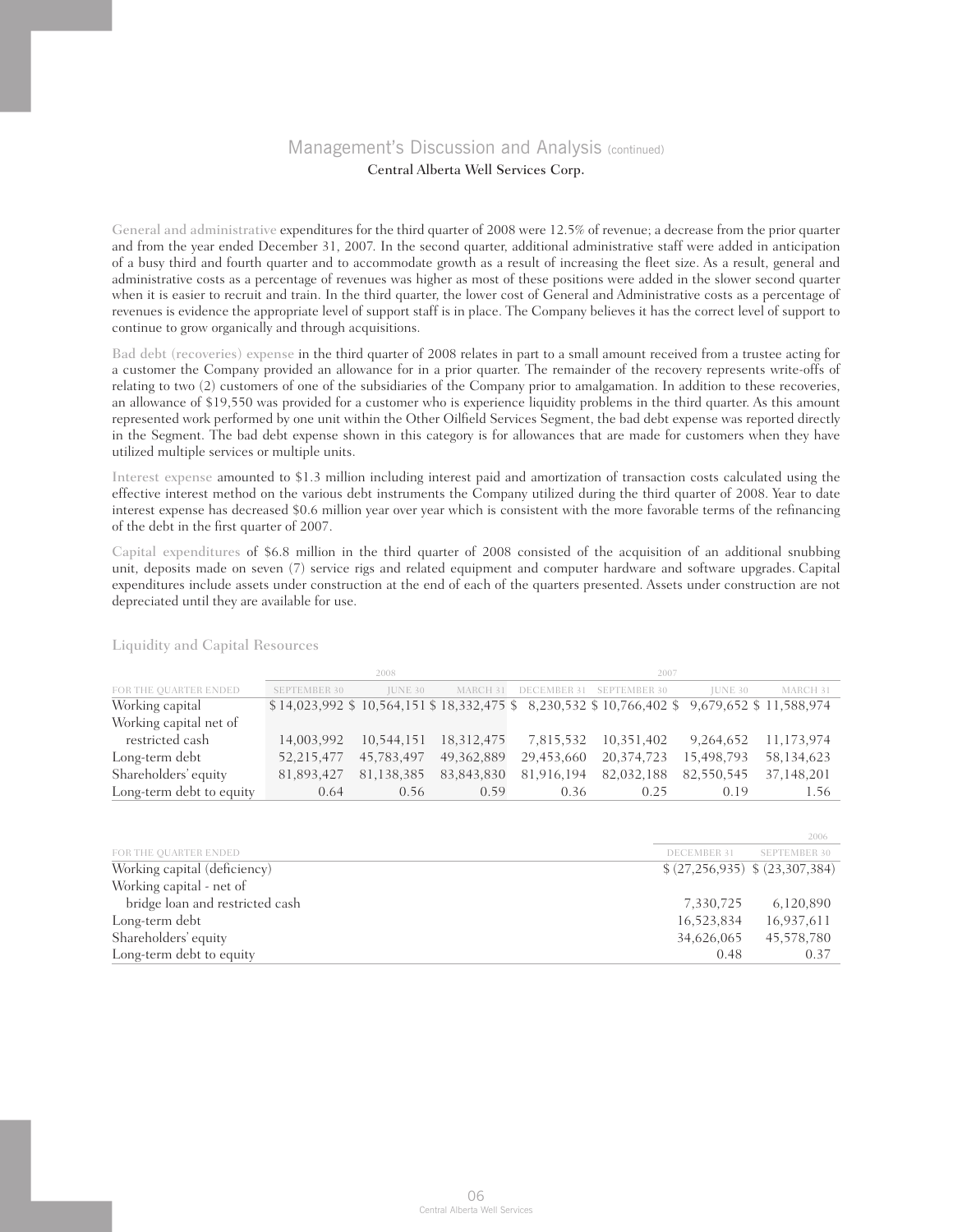General and administrative expenditures for the third quarter of 2008 were 12.5% of revenue; a decrease from the prior quarter and from the year ended December 31, 2007. In the second quarter, additional administrative staff were added in anticipation of a busy third and fourth quarter and to accommodate growth as a result of increasing the fleet size. As a result, general and administrative costs as a percentage of revenues was higher as most of these positions were added in the slower second quarter when it is easier to recruit and train. In the third quarter, the lower cost of General and Administrative costs as a percentage of revenues is evidence the appropriate level of support staff is in place. The Company believes it has the correct level of support to continue to grow organically and through acquisitions.

Bad debt (recoveries) expense in the third quarter of 2008 relates in part to a small amount received from a trustee acting for a customer the Company provided an allowance for in a prior quarter. The remainder of the recovery represents write-offs of relating to two (2) customers of one of the subsidiaries of the Company prior to amalgamation. In addition to these recoveries, an allowance of $19,550 was provided for a customer who is experience liquidity problems in the third quarter. As this amount represented work performed by one unit within the Other Oilfield Services Segment, the bad debt expense was reported directly in the Segment. The bad debt expense shown in this category is for allowances that are made for customers when they have utilized multiple services or multiple units.

Interest expense amounted to $1.3 million including interest paid and amortization of transaction costs calculated using the effective interest method on the various debt instruments the Company utilized during the third quarter of 2008. Year to date interest expense has decreased $0.6 million year over year which is consistent with the more favorable terms of the refinancing of the debt in the first quarter of 2007.

Capital expenditures of $6.8 million in the third quarter of 2008 consisted of the acquisition of an additional snubbing unit, deposits made on seven (7) service rigs and related equipment and computer hardware and software upgrades. Capital expenditures include assets under construction at the end of each of the quarters presented. Assets under construction are not depreciated until they are available for use.

## Liquidity and Capital Resources

| | 2008 | | | 2007 | | | |
|---|---|---|---|---|---|---|---|
| FOR THE QUARTER ENDED | SEPTEMBER 30 | JUNE 30 | MARCH 31 | DECEMBER 31 | SEPTEMBER 30 | JUNE 30 | MARCH 31 |
| Working capital | $ 14,023,992 | $ 10,564,151 | $ 18,332,475 | $ 8,230,532 | $ 10,766,402 | $ 9,679,652 | $ 11,588,974 |
| Working capital net of restricted cash | 14,003,992 | 10,544,151 | 18,312,475 | 7,815,532 | 10,351,402 | 9,264,652 | 11,173,974 |
| Long-term debt | 52,215,477 | 45,783,497 | 49,362,889 | 29,453,660 | 20,374,723 | 15,498,793 | 58,134,623 |
| Shareholders' equity | 81,893,427 | 81,138,385 | 83,843,830 | 81,916,194 | 82,032,188 | 82,550,545 | 37,148,201 |
| Long-term debt to equity | 0.64 | 0.56 | 0.59 | 0.36 | 0.25 | 0.19 | 1.56 |

| | 2006 | |
|---|---|---|
| FOR THE QUARTER ENDED | DECEMBER 31 | SEPTEMBER 30 |
| Working capital (deficiency) | $ (27,256,935) | $ (23,307,384) |
| Working capital - net of bridge loan and restricted cash | 7,330,725 | 6,120,890 |
| Long-term debt | 16,523,834 | 16,937,611 |
| Shareholders' equity | 34,626,065 | 45,578,780 |
| Long-term debt to equity | 0.48 | 0.37 |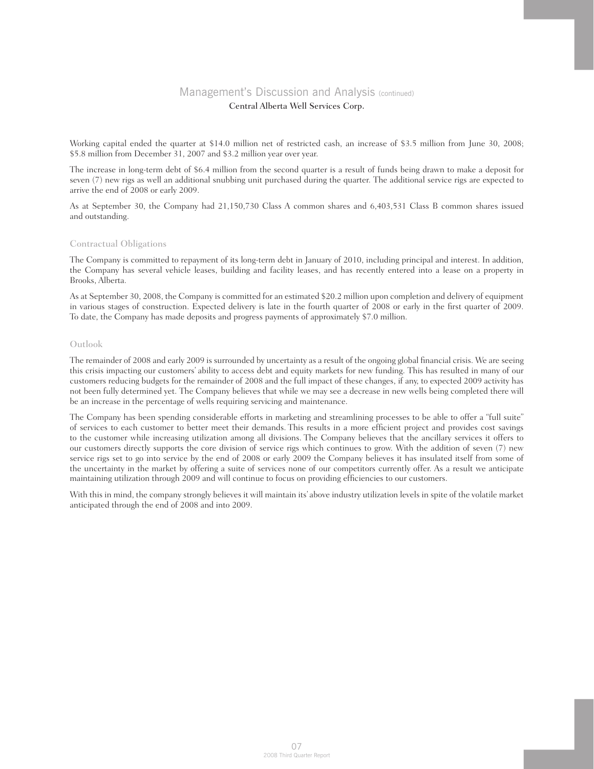Working capital ended the quarter at $14.0 million net of restricted cash, an increase of $3.5 million from June 30, 2008; $5.8 million from December 31, 2007 and $3.2 million year over year.

The increase in long-term debt of $6.4 million from the second quarter is a result of funds being drawn to make a deposit for seven (7) new rigs as well an additional snubbing unit purchased during the quarter. The additional service rigs are expected to arrive the end of 2008 or early 2009.

As at September 30, the Company had 21,150,730 Class A common shares and 6,403,531 Class B common shares issued and outstanding.

## Contractual Obligations

The Company is committed to repayment of its long-term debt in January of 2010, including principal and interest. In addition, the Company has several vehicle leases, building and facility leases, and has recently entered into a lease on a property in Brooks, Alberta.

As at September 30, 2008, the Company is committed for an estimated $20.2 million upon completion and delivery of equipment in various stages of construction. Expected delivery is late in the fourth quarter of 2008 or early in the first quarter of 2009. To date, the Company has made deposits and progress payments of approximately $7.0 million.

## Outlook

The remainder of 2008 and early 2009 is surrounded by uncertainty as a result of the ongoing global financial crisis. We are seeing this crisis impacting our customers' ability to access debt and equity markets for new funding. This has resulted in many of our customers reducing budgets for the remainder of 2008 and the full impact of these changes, if any, to expected 2009 activity has not been fully determined yet. The Company believes that while we may see a decrease in new wells being completed there will be an increase in the percentage of wells requiring servicing and maintenance.

The Company has been spending considerable efforts in marketing and streamlining processes to be able to offer a "full suite" of services to each customer to better meet their demands. This results in a more efficient project and provides cost savings to the customer while increasing utilization among all divisions. The Company believes that the ancillary services it offers to our customers directly supports the core division of service rigs which continues to grow. With the addition of seven (7) new service rigs set to go into service by the end of 2008 or early 2009 the Company believes it has insulated itself from some of the uncertainty in the market by offering a suite of services none of our competitors currently offer. As a result we anticipate maintaining utilization through 2009 and will continue to focus on providing efficiencies to our customers.

With this in mind, the company strongly believes it will maintain its' above industry utilization levels in spite of the volatile market anticipated through the end of 2008 and into 2009.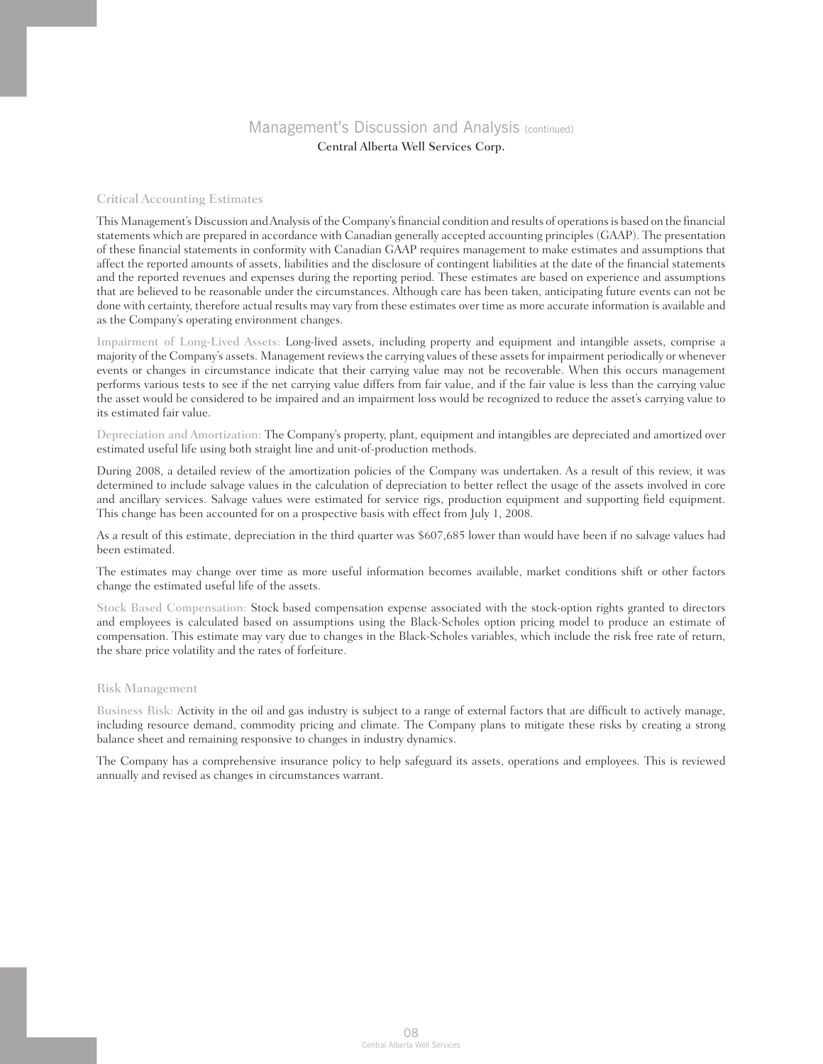## Management's Discussion and Analysis (continued)

Central Alberta Well Services Corp.

### Critical Accounting Estimates

This Management's Discussion and Analysis of the Company's financial condition and results of operations is based on the financial statements which are prepared in accordance with Canadian generally accepted accounting principles (GAAP). The presentation of these financial statements in conformity with Canadian GAAP requires management to make estimates and assumptions that affect the reported amounts of assets, liabilities and the disclosure of contingent liabilities at the date of the financial statements and the reported revenues and expenses during the reporting period. These estimates are based on experience and assumptions that are believed to be reasonable under the circumstances. Although care has been taken, anticipating future events can not be done with certainty, therefore actual results may vary from these estimates over time as more accurate information is available and as the Company's operating environment changes.

Impairment of Long-Lived Assets: Long-lived assets, including property and equipment and intangible assets, comprise a majority of the Company's assets. Management reviews the carrying values of these assets for impairment periodically or whenever events or changes in circumstance indicate that their carrying value may not be recoverable. When this occurs management performs various tests to see if the net carrying value differs from fair value, and if the fair value is less than the carrying value the asset would be considered to be impaired and an impairment loss would be recognized to reduce the asset's carrying value to its estimated fair value.

Depreciation and Amortization: The Company's property, plant, equipment and intangibles are depreciated and amortized over estimated useful life using both straight line and unit-of-production methods.

During 2008, a detailed review of the amortization policies of the Company was undertaken. As a result of this review, it was determined to include salvage values in the calculation of depreciation to better reflect the usage of the assets involved in core and ancillary services. Salvage values were estimated for service rigs, production equipment and supporting field equipment. This change has been accounted for on a prospective basis with effect from July 1, 2008.

As a result of this estimate, depreciation in the third quarter was $607,685 lower than would have been if no salvage values had been estimated.

The estimates may change over time as more useful information becomes available, market conditions shift or other factors change the estimated useful life of the assets.

Stock Based Compensation: Stock based compensation expense associated with the stock-option rights granted to directors and employees is calculated based on assumptions using the Black-Scholes option pricing model to produce an estimate of compensation. This estimate may vary due to changes in the Black-Scholes variables, which include the risk free rate of return, the share price volatility and the rates of forfeiture.

### Risk Management

Business Risk: Activity in the oil and gas industry is subject to a range of external factors that are difficult to actively manage, including resource demand, commodity pricing and climate. The Company plans to mitigate these risks by creating a strong balance sheet and remaining responsive to changes in industry dynamics.

The Company has a comprehensive insurance policy to help safeguard its assets, operations and employees. This is reviewed annually and revised as changes in circumstances warrant.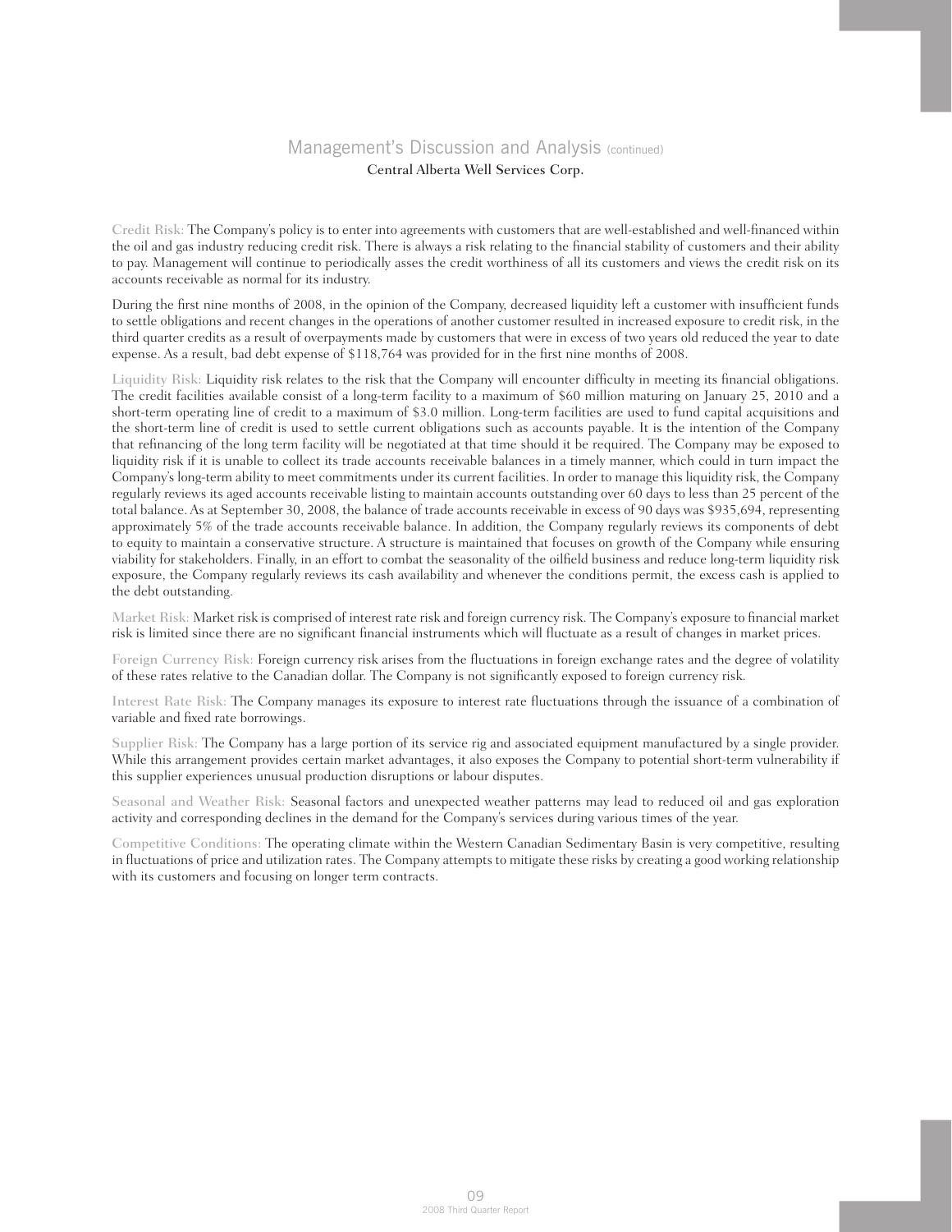Credit Risk: The Company's policy is to enter into agreements with customers that are well-established and well-financed within the oil and gas industry reducing credit risk. There is always a risk relating to the financial stability of customers and their ability to pay. Management will continue to periodically asses the credit worthiness of all its customers and views the credit risk on its accounts receivable as normal for its industry.

During the first nine months of 2008, in the opinion of the Company, decreased liquidity left a customer with insufficient funds to settle obligations and recent changes in the operations of another customer resulted in increased exposure to credit risk, in the third quarter credits as a result of overpayments made by customers that were in excess of two years old reduced the year to date expense. As a result, bad debt expense of $118,764 was provided for in the first nine months of 2008.

Liquidity Risk: Liquidity risk relates to the risk that the Company will encounter difficulty in meeting its financial obligations. The credit facilities available consist of a long-term facility to a maximum of $60 million maturing on January 25, 2010 and a short-term operating line of credit to a maximum of $3.0 million. Long-term facilities are used to fund capital acquisitions and the short-term line of credit is used to settle current obligations such as accounts payable. It is the intention of the Company that refinancing of the long term facility will be negotiated at that time should it be required. The Company may be exposed to liquidity risk if it is unable to collect its trade accounts receivable balances in a timely manner, which could in turn impact the Company's long-term ability to meet commitments under its current facilities. In order to manage this liquidity risk, the Company regularly reviews its aged accounts receivable listing to maintain accounts outstanding over 60 days to less than 25 percent of the total balance. As at September 30, 2008, the balance of trade accounts receivable in excess of 90 days was $935,694, representing approximately 5% of the trade accounts receivable balance. In addition, the Company regularly reviews its components of debt to equity to maintain a conservative structure. A structure is maintained that focuses on growth of the Company while ensuring viability for stakeholders. Finally, in an effort to combat the seasonality of the oilfield business and reduce long-term liquidity risk exposure, the Company regularly reviews its cash availability and whenever the conditions permit, the excess cash is applied to the debt outstanding.

Market Risk: Market risk is comprised of interest rate risk and foreign currency risk. The Company's exposure to financial market risk is limited since there are no significant financial instruments which will fluctuate as a result of changes in market prices.

Foreign Currency Risk: Foreign currency risk arises from the fluctuations in foreign exchange rates and the degree of volatility of these rates relative to the Canadian dollar. The Company is not significantly exposed to foreign currency risk.

Interest Rate Risk: The Company manages its exposure to interest rate fluctuations through the issuance of a combination of variable and fixed rate borrowings.

Supplier Risk: The Company has a large portion of its service rig and associated equipment manufactured by a single provider. While this arrangement provides certain market advantages, it also exposes the Company to potential short-term vulnerability if this supplier experiences unusual production disruptions or labour disputes.

Seasonal and Weather Risk: Seasonal factors and unexpected weather patterns may lead to reduced oil and gas exploration activity and corresponding declines in the demand for the Company's services during various times of the year.

Competitive Conditions: The operating climate within the Western Canadian Sedimentary Basin is very competitive, resulting in fluctuations of price and utilization rates. The Company attempts to mitigate these risks by creating a good working relationship with its customers and focusing on longer term contracts.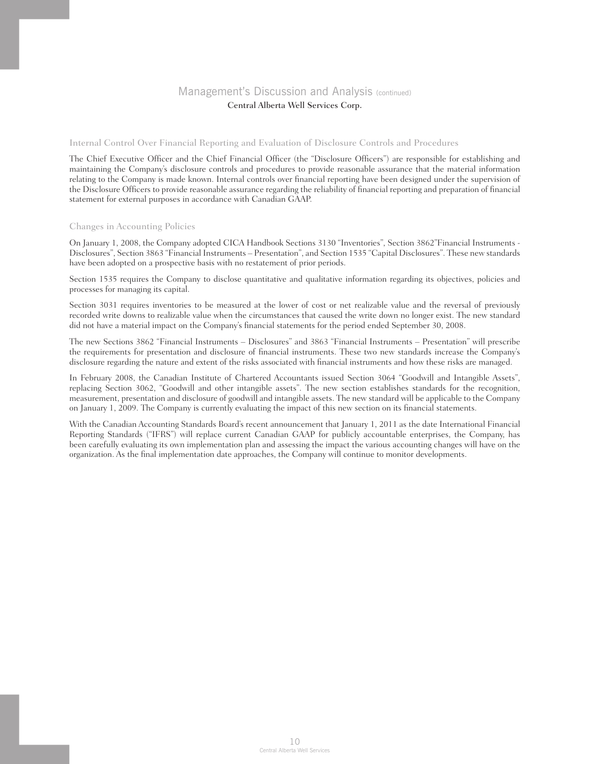# Management's Discussion and Analysis (continued)

Central Alberta Well Services Corp.

## Internal Control Over Financial Reporting and Evaluation of Disclosure Controls and Procedures

The Chief Executive Officer and the Chief Financial Officer (the "Disclosure Officers") are responsible for establishing and maintaining the Company's disclosure controls and procedures to provide reasonable assurance that the material information relating to the Company is made known. Internal controls over financial reporting have been designed under the supervision of the Disclosure Officers to provide reasonable assurance regarding the reliability of financial reporting and preparation of financial statement for external purposes in accordance with Canadian GAAP.

## Changes in Accounting Policies

On January 1, 2008, the Company adopted CICA Handbook Sections 3130 "Inventories", Section 3862"Financial Instruments - Disclosures", Section 3863 "Financial Instruments – Presentation", and Section 1535 "Capital Disclosures". These new standards have been adopted on a prospective basis with no restatement of prior periods.

Section 1535 requires the Company to disclose quantitative and qualitative information regarding its objectives, policies and processes for managing its capital.

Section 3031 requires inventories to be measured at the lower of cost or net realizable value and the reversal of previously recorded write downs to realizable value when the circumstances that caused the write down no longer exist. The new standard did not have a material impact on the Company's financial statements for the period ended September 30, 2008.

The new Sections 3862 "Financial Instruments – Disclosures" and 3863 "Financial Instruments – Presentation" will prescribe the requirements for presentation and disclosure of financial instruments. These two new standards increase the Company's disclosure regarding the nature and extent of the risks associated with financial instruments and how these risks are managed.

In February 2008, the Canadian Institute of Chartered Accountants issued Section 3064 "Goodwill and Intangible Assets", replacing Section 3062, "Goodwill and other intangible assets". The new section establishes standards for the recognition, measurement, presentation and disclosure of goodwill and intangible assets. The new standard will be applicable to the Company on January 1, 2009. The Company is currently evaluating the impact of this new section on its financial statements.

With the Canadian Accounting Standards Board's recent announcement that January 1, 2011 as the date International Financial Reporting Standards ("IFRS") will replace current Canadian GAAP for publicly accountable enterprises, the Company, has been carefully evaluating its own implementation plan and assessing the impact the various accounting changes will have on the organization. As the final implementation date approaches, the Company will continue to monitor developments.